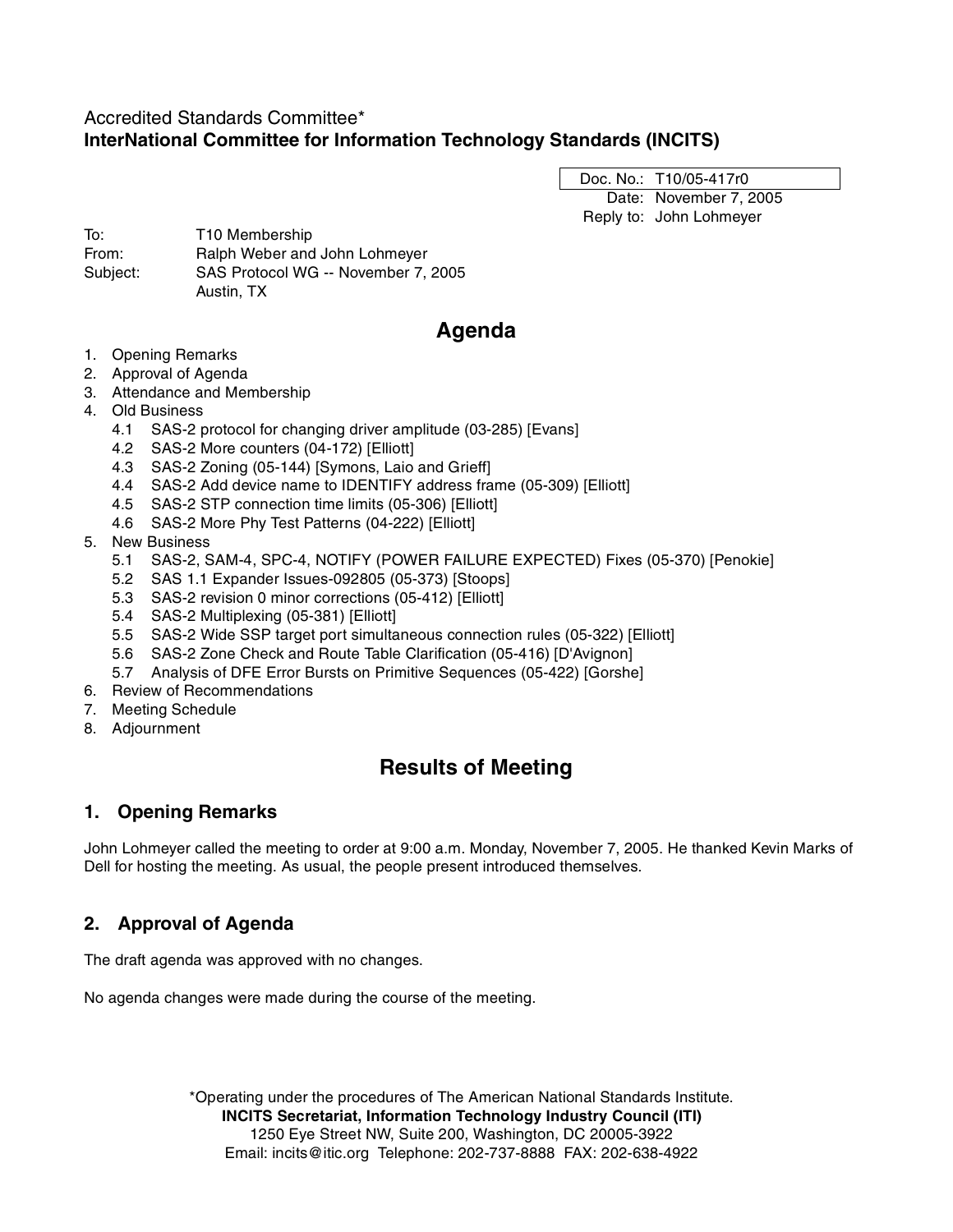Accredited Standards Committee*

**InterNational Committee for Information Technology Standards (INCITS)**

| Doc. No.: | T10/05-417r0 |
|---|---|
| Date: | November 7, 2005 |
| Reply to: | John Lohmeyer |

To: T10 Membership
From: Ralph Weber and John Lohmeyer
Subject: SAS Protocol WG -- November 7, 2005
Austin, TX

# Agenda

1. Opening Remarks
2. Approval of Agenda
3. Attendance and Membership
4. Old Business
   - 4.1 SAS-2 protocol for changing driver amplitude (03-285) [Evans]
   - 4.2 SAS-2 More counters (04-172) [Elliott]
   - 4.3 SAS-2 Zoning (05-144) [Symons, Laio and Grieff]
   - 4.4 SAS-2 Add device name to IDENTIFY address frame (05-309) [Elliott]
   - 4.5 SAS-2 STP connection time limits (05-306) [Elliott]
   - 4.6 SAS-2 More Phy Test Patterns (04-222) [Elliott]
5. New Business
   - 5.1 SAS-2, SAM-4, SPC-4, NOTIFY (POWER FAILURE EXPECTED) Fixes (05-370) [Penokie]
   - 5.2 SAS 1.1 Expander Issues-092805 (05-373) [Stoops]
   - 5.3 SAS-2 revision 0 minor corrections (05-412) [Elliott]
   - 5.4 SAS-2 Multiplexing (05-381) [Elliott]
   - 5.5 SAS-2 Wide SSP target port simultaneous connection rules (05-322) [Elliott]
   - 5.6 SAS-2 Zone Check and Route Table Clarification (05-416) [D'Avignon]
   - 5.7 Analysis of DFE Error Bursts on Primitive Sequences (05-422) [Gorshe]
6. Review of Recommendations
7. Meeting Schedule
8. Adjournment

# Results of Meeting

## 1. Opening Remarks

John Lohmeyer called the meeting to order at 9:00 a.m. Monday, November 7, 2005. He thanked Kevin Marks of Dell for hosting the meeting. As usual, the people present introduced themselves.

## 2. Approval of Agenda

The draft agenda was approved with no changes.

No agenda changes were made during the course of the meeting.

*Operating under the procedures of The American National Standards Institute.
**INCITS Secretariat, Information Technology Industry Council (ITI)**
1250 Eye Street NW, Suite 200, Washington, DC 20005-3922
Email: incits@itic.org Telephone: 202-737-8888 FAX: 202-638-4922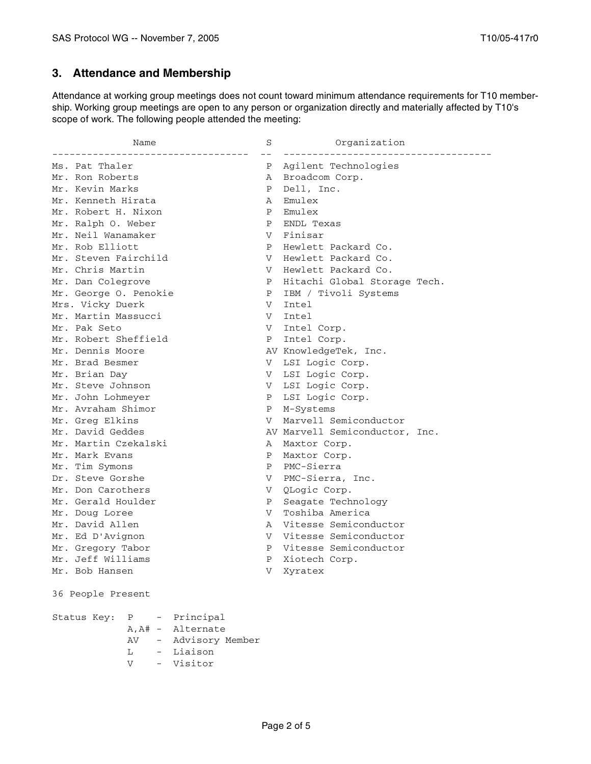## 3. Attendance and Membership

Attendance at working group meetings does not count toward minimum attendance requirements for T10 membership. Working group meetings are open to any person or organization directly and materially affected by T10's scope of work. The following people attended the meeting:

| Name | S | Organization |
|---|---|---|
| Ms. Pat Thaler | P | Agilent Technologies |
| Mr. Ron Roberts | A | Broadcom Corp. |
| Mr. Kevin Marks | P | Dell, Inc. |
| Mr. Kenneth Hirata | A | Emulex |
| Mr. Robert H. Nixon | P | Emulex |
| Mr. Ralph O. Weber | P | ENDL Texas |
| Mr. Neil Wanamaker | V | Finisar |
| Mr. Rob Elliott | P | Hewlett Packard Co. |
| Mr. Steven Fairchild | V | Hewlett Packard Co. |
| Mr. Chris Martin | V | Hewlett Packard Co. |
| Mr. Dan Colegrove | P | Hitachi Global Storage Tech. |
| Mr. George O. Penokie | P | IBM / Tivoli Systems |
| Mrs. Vicky Duerk | V | Intel |
| Mr. Martin Massucci | V | Intel |
| Mr. Pak Seto | V | Intel Corp. |
| Mr. Robert Sheffield | P | Intel Corp. |
| Mr. Dennis Moore | AV | KnowledgeTek, Inc. |
| Mr. Brad Besmer | V | LSI Logic Corp. |
| Mr. Brian Day | V | LSI Logic Corp. |
| Mr. Steve Johnson | V | LSI Logic Corp. |
| Mr. John Lohmeyer | P | LSI Logic Corp. |
| Mr. Avraham Shimor | P | M-Systems |
| Mr. Greg Elkins | V | Marvell Semiconductor |
| Mr. David Geddes | AV | Marvell Semiconductor, Inc. |
| Mr. Martin Czekalski | A | Maxtor Corp. |
| Mr. Mark Evans | P | Maxtor Corp. |
| Mr. Tim Symons | P | PMC-Sierra |
| Dr. Steve Gorshe | V | PMC-Sierra, Inc. |
| Mr. Don Carothers | V | QLogic Corp. |
| Mr. Gerald Houlder | P | Seagate Technology |
| Mr. Doug Loree | V | Toshiba America |
| Mr. David Allen | A | Vitesse Semiconductor |
| Mr. Ed D'Avignon | V | Vitesse Semiconductor |
| Mr. Gregory Tabor | P | Vitesse Semiconductor |
| Mr. Jeff Williams | P | Xiotech Corp. |
| Mr. Bob Hansen | V | Xyratex |

36 People Present

Status Key:
- P - Principal
- A,A# - Alternate
- AV - Advisory Member
- L - Liaison
- V - Visitor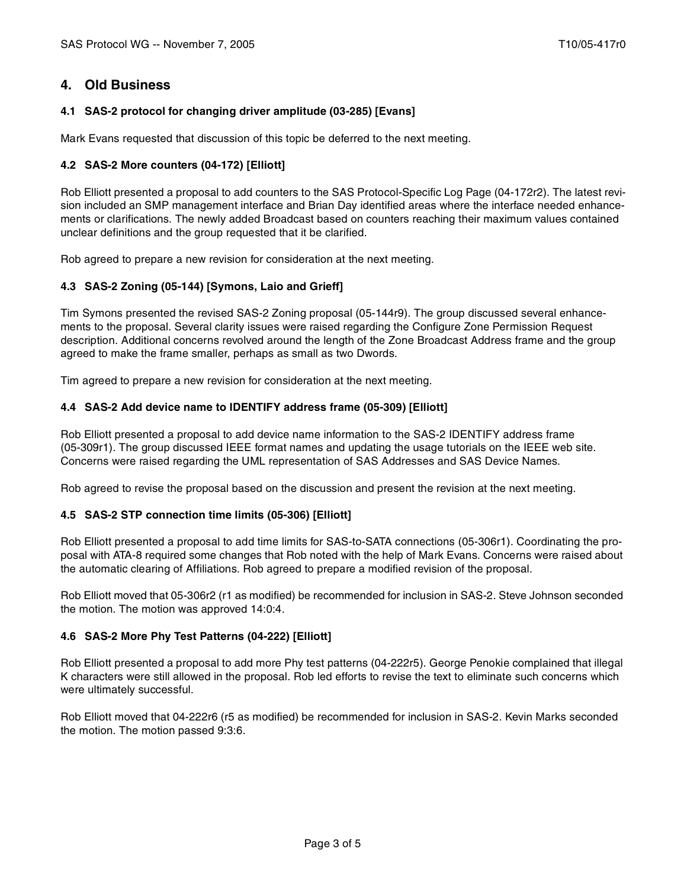## 4. Old Business

### 4.1 SAS-2 protocol for changing driver amplitude (03-285) [Evans]

Mark Evans requested that discussion of this topic be deferred to the next meeting.

### 4.2 SAS-2 More counters (04-172) [Elliott]

Rob Elliott presented a proposal to add counters to the SAS Protocol-Specific Log Page (04-172r2). The latest revision included an SMP management interface and Brian Day identified areas where the interface needed enhancements or clarifications. The newly added Broadcast based on counters reaching their maximum values contained unclear definitions and the group requested that it be clarified.

Rob agreed to prepare a new revision for consideration at the next meeting.

### 4.3 SAS-2 Zoning (05-144) [Symons, Laio and Grieff]

Tim Symons presented the revised SAS-2 Zoning proposal (05-144r9). The group discussed several enhancements to the proposal. Several clarity issues were raised regarding the Configure Zone Permission Request description. Additional concerns revolved around the length of the Zone Broadcast Address frame and the group agreed to make the frame smaller, perhaps as small as two Dwords.

Tim agreed to prepare a new revision for consideration at the next meeting.

### 4.4 SAS-2 Add device name to IDENTIFY address frame (05-309) [Elliott]

Rob Elliott presented a proposal to add device name information to the SAS-2 IDENTIFY address frame (05-309r1). The group discussed IEEE format names and updating the usage tutorials on the IEEE web site. Concerns were raised regarding the UML representation of SAS Addresses and SAS Device Names.

Rob agreed to revise the proposal based on the discussion and present the revision at the next meeting.

### 4.5 SAS-2 STP connection time limits (05-306) [Elliott]

Rob Elliott presented a proposal to add time limits for SAS-to-SATA connections (05-306r1). Coordinating the proposal with ATA-8 required some changes that Rob noted with the help of Mark Evans. Concerns were raised about the automatic clearing of Affiliations. Rob agreed to prepare a modified revision of the proposal.

Rob Elliott moved that 05-306r2 (r1 as modified) be recommended for inclusion in SAS-2. Steve Johnson seconded the motion. The motion was approved 14:0:4.

### 4.6 SAS-2 More Phy Test Patterns (04-222) [Elliott]

Rob Elliott presented a proposal to add more Phy test patterns (04-222r5). George Penokie complained that illegal K characters were still allowed in the proposal. Rob led efforts to revise the text to eliminate such concerns which were ultimately successful.

Rob Elliott moved that 04-222r6 (r5 as modified) be recommended for inclusion in SAS-2. Kevin Marks seconded the motion. The motion passed 9:3:6.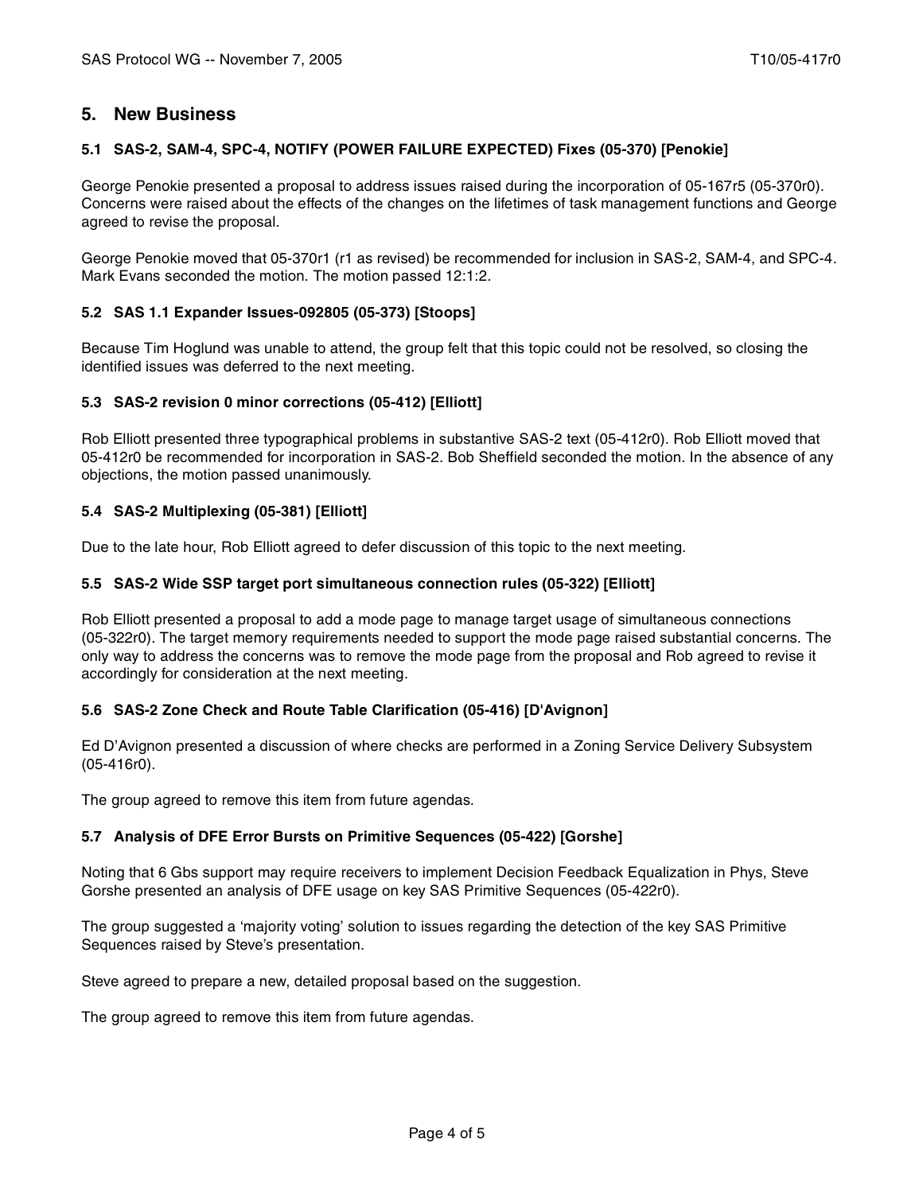## 5. New Business

### 5.1 SAS-2, SAM-4, SPC-4, NOTIFY (POWER FAILURE EXPECTED) Fixes (05-370) [Penokie]

George Penokie presented a proposal to address issues raised during the incorporation of 05-167r5 (05-370r0). Concerns were raised about the effects of the changes on the lifetimes of task management functions and George agreed to revise the proposal.

George Penokie moved that 05-370r1 (r1 as revised) be recommended for inclusion in SAS-2, SAM-4, and SPC-4. Mark Evans seconded the motion. The motion passed 12:1:2.

### 5.2 SAS 1.1 Expander Issues-092805 (05-373) [Stoops]

Because Tim Hoglund was unable to attend, the group felt that this topic could not be resolved, so closing the identified issues was deferred to the next meeting.

### 5.3 SAS-2 revision 0 minor corrections (05-412) [Elliott]

Rob Elliott presented three typographical problems in substantive SAS-2 text (05-412r0). Rob Elliott moved that 05-412r0 be recommended for incorporation in SAS-2. Bob Sheffield seconded the motion. In the absence of any objections, the motion passed unanimously.

### 5.4 SAS-2 Multiplexing (05-381) [Elliott]

Due to the late hour, Rob Elliott agreed to defer discussion of this topic to the next meeting.

### 5.5 SAS-2 Wide SSP target port simultaneous connection rules (05-322) [Elliott]

Rob Elliott presented a proposal to add a mode page to manage target usage of simultaneous connections (05-322r0). The target memory requirements needed to support the mode page raised substantial concerns. The only way to address the concerns was to remove the mode page from the proposal and Rob agreed to revise it accordingly for consideration at the next meeting.

### 5.6 SAS-2 Zone Check and Route Table Clarification (05-416) [D'Avignon]

Ed D'Avignon presented a discussion of where checks are performed in a Zoning Service Delivery Subsystem (05-416r0).

The group agreed to remove this item from future agendas.

### 5.7 Analysis of DFE Error Bursts on Primitive Sequences (05-422) [Gorshe]

Noting that 6 Gbs support may require receivers to implement Decision Feedback Equalization in Phys, Steve Gorshe presented an analysis of DFE usage on key SAS Primitive Sequences (05-422r0).

The group suggested a 'majority voting' solution to issues regarding the detection of the key SAS Primitive Sequences raised by Steve's presentation.

Steve agreed to prepare a new, detailed proposal based on the suggestion.

The group agreed to remove this item from future agendas.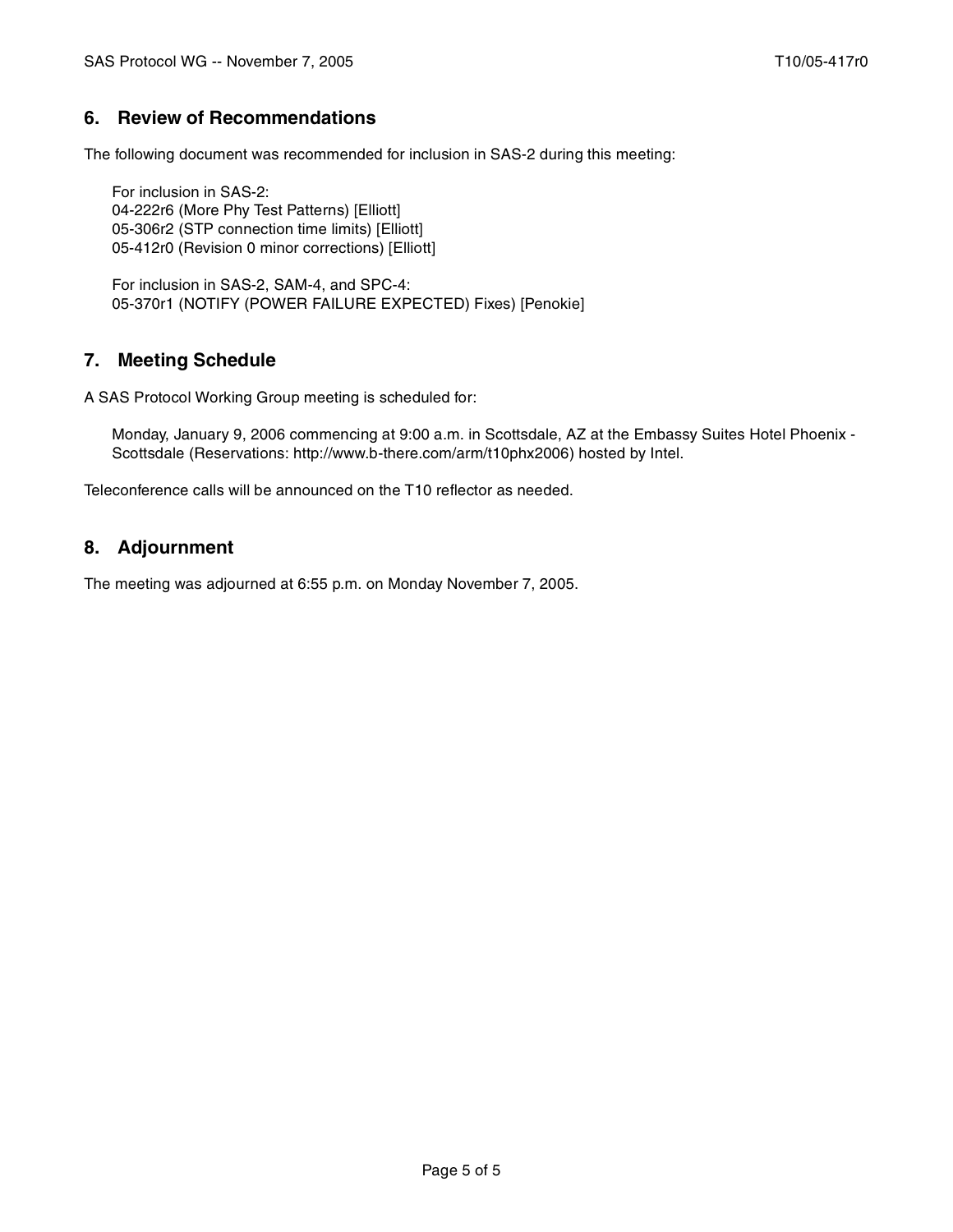## 6. Review of Recommendations

The following document was recommended for inclusion in SAS-2 during this meeting:

For inclusion in SAS-2:
04-222r6 (More Phy Test Patterns) [Elliott]
05-306r2 (STP connection time limits) [Elliott]
05-412r0 (Revision 0 minor corrections) [Elliott]

For inclusion in SAS-2, SAM-4, and SPC-4:
05-370r1 (NOTIFY (POWER FAILURE EXPECTED) Fixes) [Penokie]

## 7. Meeting Schedule

A SAS Protocol Working Group meeting is scheduled for:

Monday, January 9, 2006 commencing at 9:00 a.m. in Scottsdale, AZ at the Embassy Suites Hotel Phoenix - Scottsdale (Reservations: http://www.b-there.com/arm/t10phx2006) hosted by Intel.

Teleconference calls will be announced on the T10 reflector as needed.

## 8. Adjournment

The meeting was adjourned at 6:55 p.m. on Monday November 7, 2005.